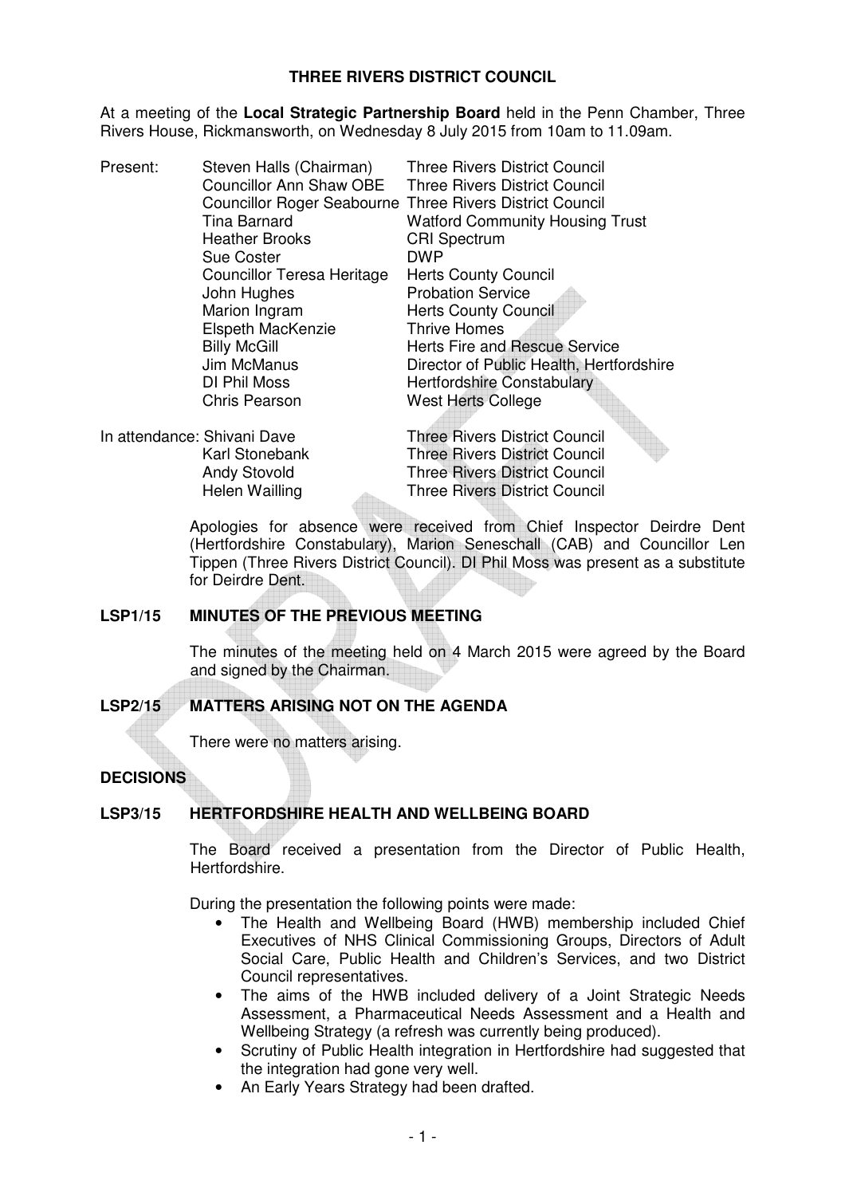# THREE RIVERS DISTRICT COUNCIL

At a meeting of the **Local Strategic Partnership Board** held in the Penn Chamber, Three Rivers House, Rickmansworth, on Wednesday 8 July 2015 from 10am to 11.09am.

| | | |
|---|---|---|
| Present: | Steven Halls (Chairman) | Three Rivers District Council |
| | Councillor Ann Shaw OBE | Three Rivers District Council |
| | Councillor Roger Seabourne | Three Rivers District Council |
| | Tina Barnard | Watford Community Housing Trust |
| | Heather Brooks | CRI Spectrum |
| | Sue Coster | DWP |
| | Councillor Teresa Heritage | Herts County Council |
| | John Hughes | Probation Service |
| | Marion Ingram | Herts County Council |
| | Elspeth MacKenzie | Thrive Homes |
| | Billy McGill | Herts Fire and Rescue Service |
| | Jim McManus | Director of Public Health, Hertfordshire |
| | DI Phil Moss | Hertfordshire Constabulary |
| | Chris Pearson | West Herts College |
| In attendance: | Shivani Dave | Three Rivers District Council |
| | Karl Stonebank | Three Rivers District Council |
| | Andy Stovold | Three Rivers District Council |
| | Helen Wailling | Three Rivers District Council |

Apologies for absence were received from Chief Inspector Deirdre Dent (Hertfordshire Constabulary), Marion Seneschall (CAB) and Councillor Len Tippen (Three Rivers District Council). DI Phil Moss was present as a substitute for Deirdre Dent.

## LSP1/15 MINUTES OF THE PREVIOUS MEETING

The minutes of the meeting held on 4 March 2015 were agreed by the Board and signed by the Chairman.

## LSP2/15 MATTERS ARISING NOT ON THE AGENDA

There were no matters arising.

## DECISIONS

## LSP3/15 HERTFORDSHIRE HEALTH AND WELLBEING BOARD

The Board received a presentation from the Director of Public Health, Hertfordshire.

During the presentation the following points were made:

- The Health and Wellbeing Board (HWB) membership included Chief Executives of NHS Clinical Commissioning Groups, Directors of Adult Social Care, Public Health and Children's Services, and two District Council representatives.
- The aims of the HWB included delivery of a Joint Strategic Needs Assessment, a Pharmaceutical Needs Assessment and a Health and Wellbeing Strategy (a refresh was currently being produced).
- Scrutiny of Public Health integration in Hertfordshire had suggested that the integration had gone very well.
- An Early Years Strategy had been drafted.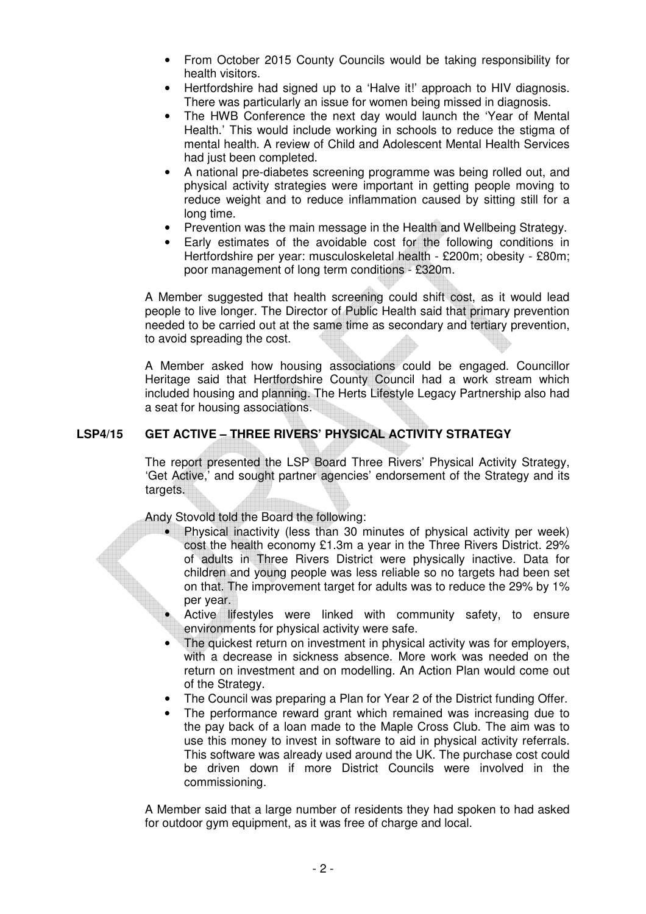- From October 2015 County Councils would be taking responsibility for health visitors.
- Hertfordshire had signed up to a 'Halve it!' approach to HIV diagnosis. There was particularly an issue for women being missed in diagnosis.
- The HWB Conference the next day would launch the 'Year of Mental Health.' This would include working in schools to reduce the stigma of mental health. A review of Child and Adolescent Mental Health Services had just been completed.
- A national pre-diabetes screening programme was being rolled out, and physical activity strategies were important in getting people moving to reduce weight and to reduce inflammation caused by sitting still for a long time.
- Prevention was the main message in the Health and Wellbeing Strategy.
- Early estimates of the avoidable cost for the following conditions in Hertfordshire per year: musculoskeletal health - £200m; obesity - £80m; poor management of long term conditions - £320m.

A Member suggested that health screening could shift cost, as it would lead people to live longer. The Director of Public Health said that primary prevention needed to be carried out at the same time as secondary and tertiary prevention, to avoid spreading the cost.

A Member asked how housing associations could be engaged. Councillor Heritage said that Hertfordshire County Council had a work stream which included housing and planning. The Herts Lifestyle Legacy Partnership also had a seat for housing associations.

**LSP4/15 GET ACTIVE – THREE RIVERS' PHYSICAL ACTIVITY STRATEGY**

The report presented the LSP Board Three Rivers' Physical Activity Strategy, 'Get Active,' and sought partner agencies' endorsement of the Strategy and its targets.

Andy Stovold told the Board the following:

- Physical inactivity (less than 30 minutes of physical activity per week) cost the health economy £1.3m a year in the Three Rivers District. 29% of adults in Three Rivers District were physically inactive. Data for children and young people was less reliable so no targets had been set on that. The improvement target for adults was to reduce the 29% by 1% per year.
- Active lifestyles were linked with community safety, to ensure environments for physical activity were safe.
- The quickest return on investment in physical activity was for employers, with a decrease in sickness absence. More work was needed on the return on investment and on modelling. An Action Plan would come out of the Strategy.
- The Council was preparing a Plan for Year 2 of the District funding Offer.
- The performance reward grant which remained was increasing due to the pay back of a loan made to the Maple Cross Club. The aim was to use this money to invest in software to aid in physical activity referrals. This software was already used around the UK. The purchase cost could be driven down if more District Councils were involved in the commissioning.

A Member said that a large number of residents they had spoken to had asked for outdoor gym equipment, as it was free of charge and local.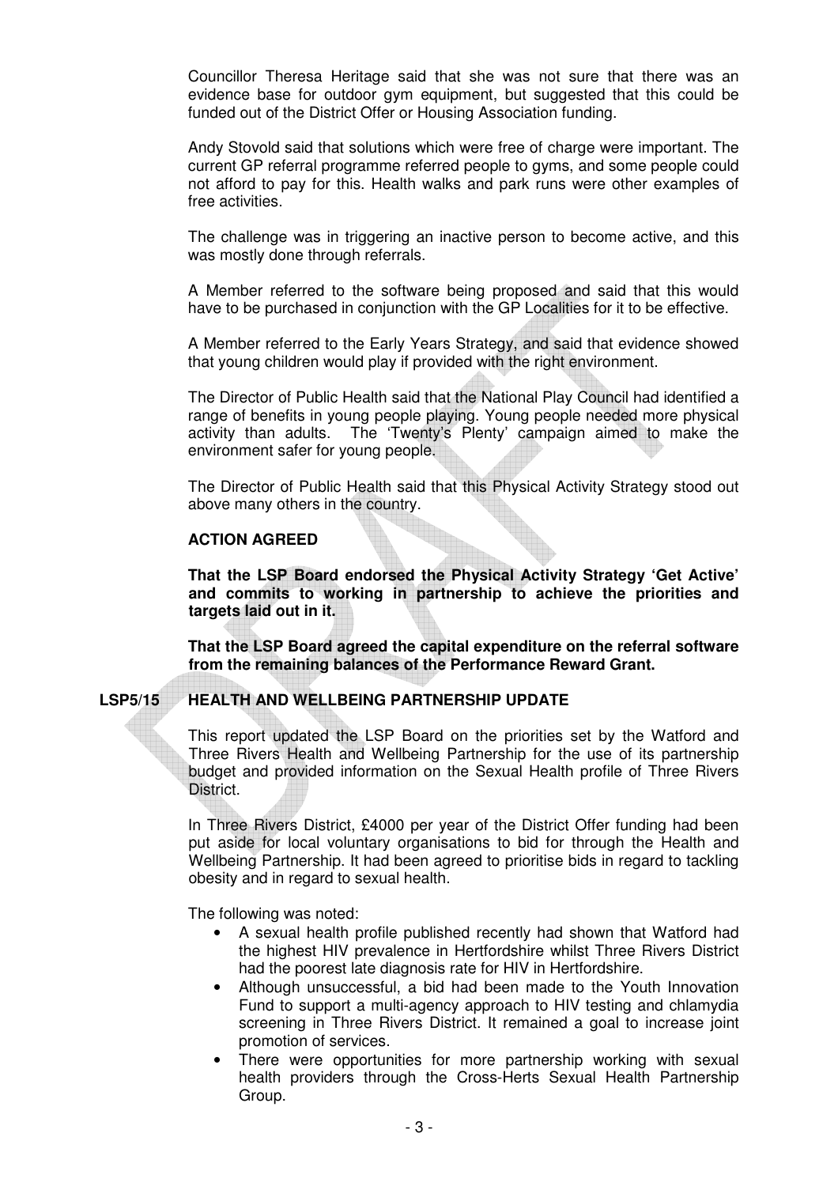Councillor Theresa Heritage said that she was not sure that there was an evidence base for outdoor gym equipment, but suggested that this could be funded out of the District Offer or Housing Association funding.

Andy Stovold said that solutions which were free of charge were important. The current GP referral programme referred people to gyms, and some people could not afford to pay for this. Health walks and park runs were other examples of free activities.

The challenge was in triggering an inactive person to become active, and this was mostly done through referrals.

A Member referred to the software being proposed and said that this would have to be purchased in conjunction with the GP Localities for it to be effective.

A Member referred to the Early Years Strategy, and said that evidence showed that young children would play if provided with the right environment.

The Director of Public Health said that the National Play Council had identified a range of benefits in young people playing. Young people needed more physical activity than adults. The 'Twenty's Plenty' campaign aimed to make the environment safer for young people.

The Director of Public Health said that this Physical Activity Strategy stood out above many others in the country.

**ACTION AGREED**

**That the LSP Board endorsed the Physical Activity Strategy 'Get Active' and commits to working in partnership to achieve the priorities and targets laid out in it.**

**That the LSP Board agreed the capital expenditure on the referral software from the remaining balances of the Performance Reward Grant.**

## LSP5/15 HEALTH AND WELLBEING PARTNERSHIP UPDATE

This report updated the LSP Board on the priorities set by the Watford and Three Rivers Health and Wellbeing Partnership for the use of its partnership budget and provided information on the Sexual Health profile of Three Rivers District.

In Three Rivers District, £4000 per year of the District Offer funding had been put aside for local voluntary organisations to bid for through the Health and Wellbeing Partnership. It had been agreed to prioritise bids in regard to tackling obesity and in regard to sexual health.

The following was noted:

- A sexual health profile published recently had shown that Watford had the highest HIV prevalence in Hertfordshire whilst Three Rivers District had the poorest late diagnosis rate for HIV in Hertfordshire.
- Although unsuccessful, a bid had been made to the Youth Innovation Fund to support a multi-agency approach to HIV testing and chlamydia screening in Three Rivers District. It remained a goal to increase joint promotion of services.
- There were opportunities for more partnership working with sexual health providers through the Cross-Herts Sexual Health Partnership Group.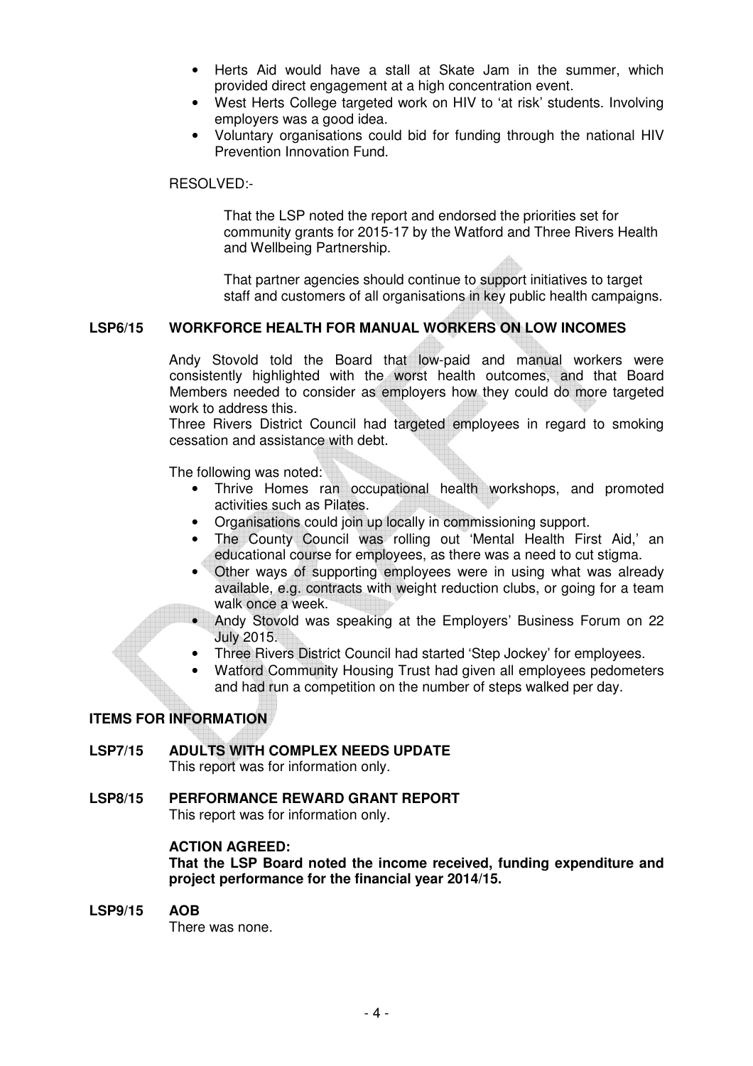- Herts Aid would have a stall at Skate Jam in the summer, which provided direct engagement at a high concentration event.
- West Herts College targeted work on HIV to 'at risk' students. Involving employers was a good idea.
- Voluntary organisations could bid for funding through the national HIV Prevention Innovation Fund.

RESOLVED:-

That the LSP noted the report and endorsed the priorities set for community grants for 2015-17 by the Watford and Three Rivers Health and Wellbeing Partnership.

That partner agencies should continue to support initiatives to target staff and customers of all organisations in key public health campaigns.

**LSP6/15 WORKFORCE HEALTH FOR MANUAL WORKERS ON LOW INCOMES**

Andy Stovold told the Board that low-paid and manual workers were consistently highlighted with the worst health outcomes, and that Board Members needed to consider as employers how they could do more targeted work to address this.
Three Rivers District Council had targeted employees in regard to smoking cessation and assistance with debt.

The following was noted:

- Thrive Homes ran occupational health workshops, and promoted activities such as Pilates.
- Organisations could join up locally in commissioning support.
- The County Council was rolling out 'Mental Health First Aid,' an educational course for employees, as there was a need to cut stigma.
- Other ways of supporting employees were in using what was already available, e.g. contracts with weight reduction clubs, or going for a team walk once a week.
- Andy Stovold was speaking at the Employers' Business Forum on 22 July 2015.
- Three Rivers District Council had started 'Step Jockey' for employees.
- Watford Community Housing Trust had given all employees pedometers and had run a competition on the number of steps walked per day.

**ITEMS FOR INFORMATION**

**LSP7/15 ADULTS WITH COMPLEX NEEDS UPDATE**
This report was for information only.

**LSP8/15 PERFORMANCE REWARD GRANT REPORT**
This report was for information only.

**ACTION AGREED:**
**That the LSP Board noted the income received, funding expenditure and project performance for the financial year 2014/15.**

**LSP9/15 AOB**
There was none.